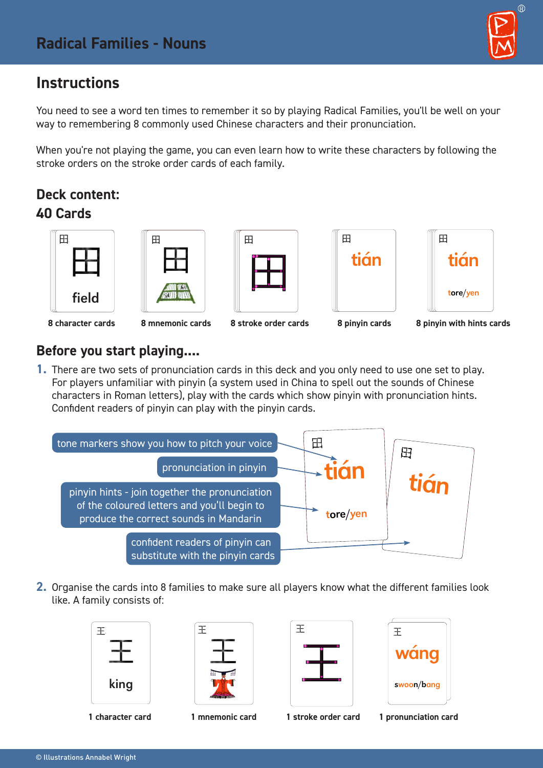# Radical Families - Nouns

## Instructions

You need to see a word ten times to remember it so by playing Radical Families, you'll be well on your way to remembering 8 commonly used Chinese characters and their pronunciation.

When you're not playing the game, you can even learn how to write these characters by following the stroke orders on the stroke order cards of each family.

## Deck content:

## 40 Cards

田 field — **8 character cards**

田 — **8 mnemonic cards**

田 — **8 stroke order cards**

田 tián — **8 pinyin cards**

田 tián tore/yen — **8 pinyin with hints cards**

## Before you start playing....

1. There are two sets of pronunciation cards in this deck and you only need to use one set to play. For players unfamiliar with pinyin (a system used in China to spell out the sounds of Chinese characters in Roman letters), play with the cards which show pinyin with pronunciation hints. Confident readers of pinyin can play with the pinyin cards.

- tone markers show you how to pitch your voice
- pronunciation in pinyin
- pinyin hints - join together the pronunciation of the coloured letters and you'll begin to produce the correct sounds in Mandarin
- confident readers of pinyin can substitute with the pinyin cards

田 tián tore/yen

田 tián

2. Organise the cards into 8 families to make sure all players know what the different families look like. A family consists of:

王 king — **1 character card**

王 — **1 mnemonic card**

王 — **1 stroke order card**

王 wáng swoon/bang — **1 pronunciation card**

© Illustrations Annabel Wright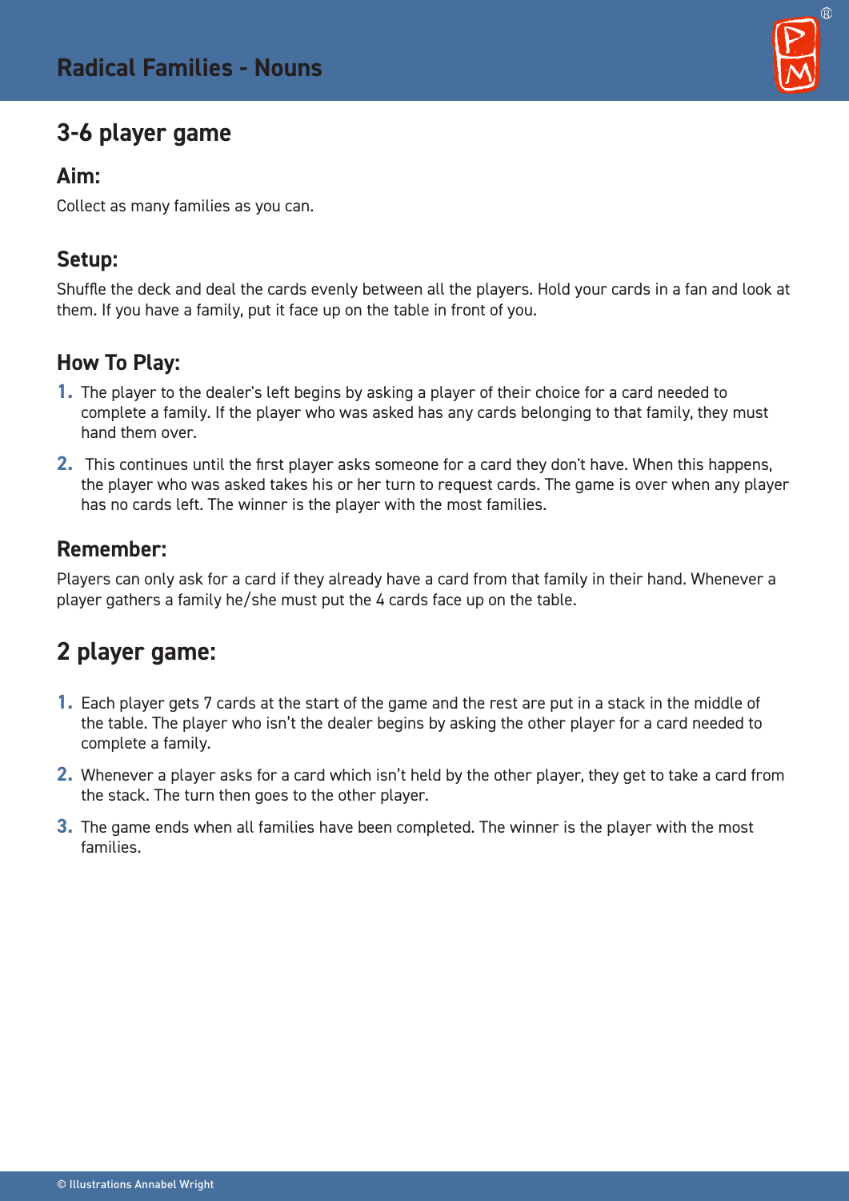# Radical Families - Nouns

## 3-6 player game

### Aim:

Collect as many families as you can.

### Setup:

Shuffle the deck and deal the cards evenly between all the players. Hold your cards in a fan and look at them. If you have a family, put it face up on the table in front of you.

### How To Play:

1. The player to the dealer's left begins by asking a player of their choice for a card needed to complete a family. If the player who was asked has any cards belonging to that family, they must hand them over.
2. This continues until the first player asks someone for a card they don't have. When this happens, the player who was asked takes his or her turn to request cards. The game is over when any player has no cards left. The winner is the player with the most families.

### Remember:

Players can only ask for a card if they already have a card from that family in their hand. Whenever a player gathers a family he/she must put the 4 cards face up on the table.

## 2 player game:

1. Each player gets 7 cards at the start of the game and the rest are put in a stack in the middle of the table. The player who isn't the dealer begins by asking the other player for a card needed to complete a family.
2. Whenever a player asks for a card which isn't held by the other player, they get to take a card from the stack. The turn then goes to the other player.
3. The game ends when all families have been completed. The winner is the player with the most families.

© Illustrations Annabel Wright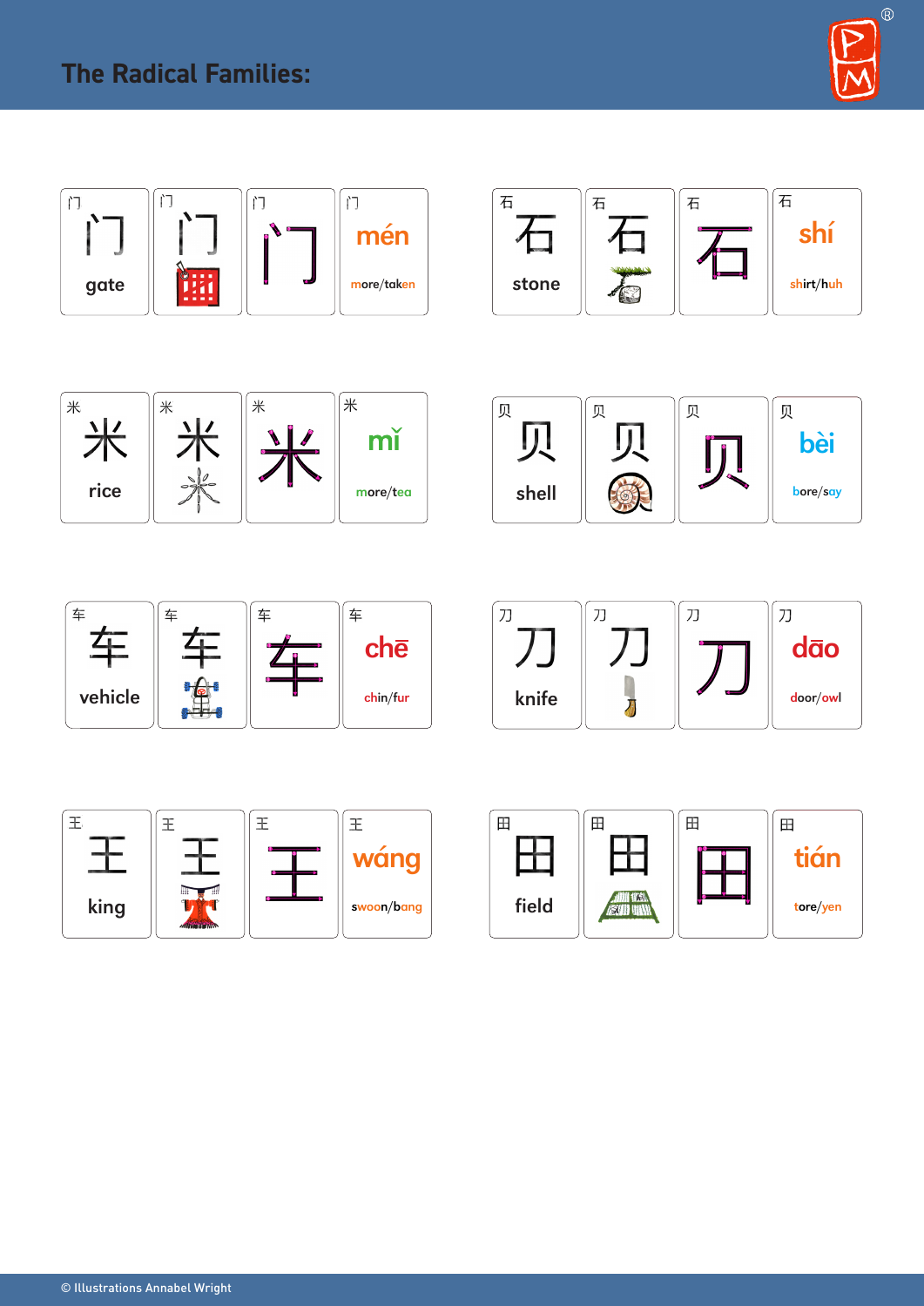# The Radical Families:

门 门 gate | 门 门 | 门 门 | 门 mén more/taken

石 石 stone | 石 石 | 石 石 | 石 shí shirt/huh

米 米 rice | 米 米 | 米 米 | 米 mǐ more/tea

贝 贝 shell | 贝 贝 | 贝 贝 | 贝 bèi bore/say

车 车 vehicle | 车 车 | 车 车 | 车 chē chin/fur

刀 刀 knife | 刀 刀 | 刀 刀 | 刀 dāo door/owl

王 王 king | 王 王 | 王 王 | 王 wáng swoon/bang

田 田 field | 田 田 | 田 田 | 田 tián tore/yen

© Illustrations Annabel Wright